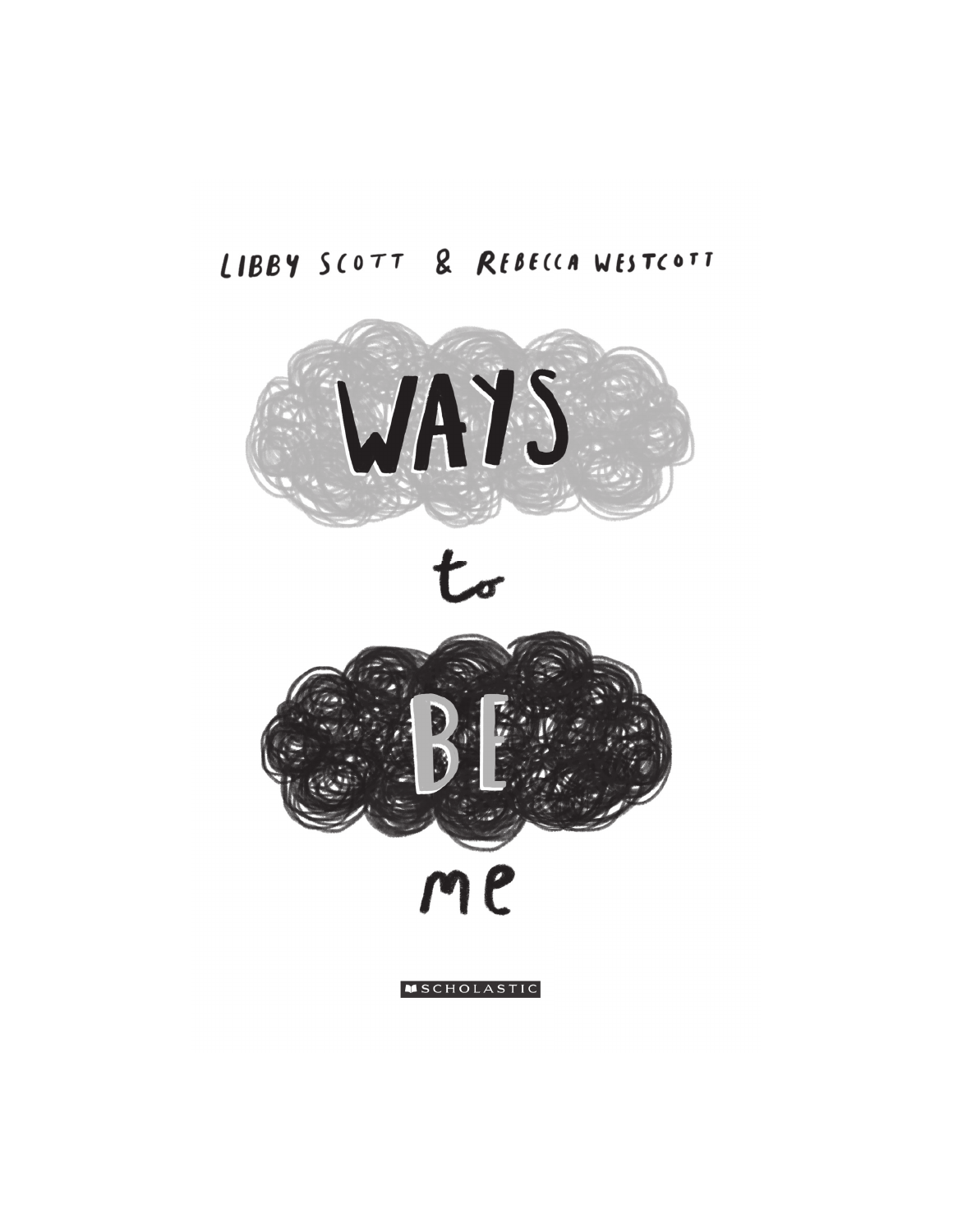LIBBY SCOTT & REBECCA WESTCOTT

# WAYS to BE me

SCHOLASTIC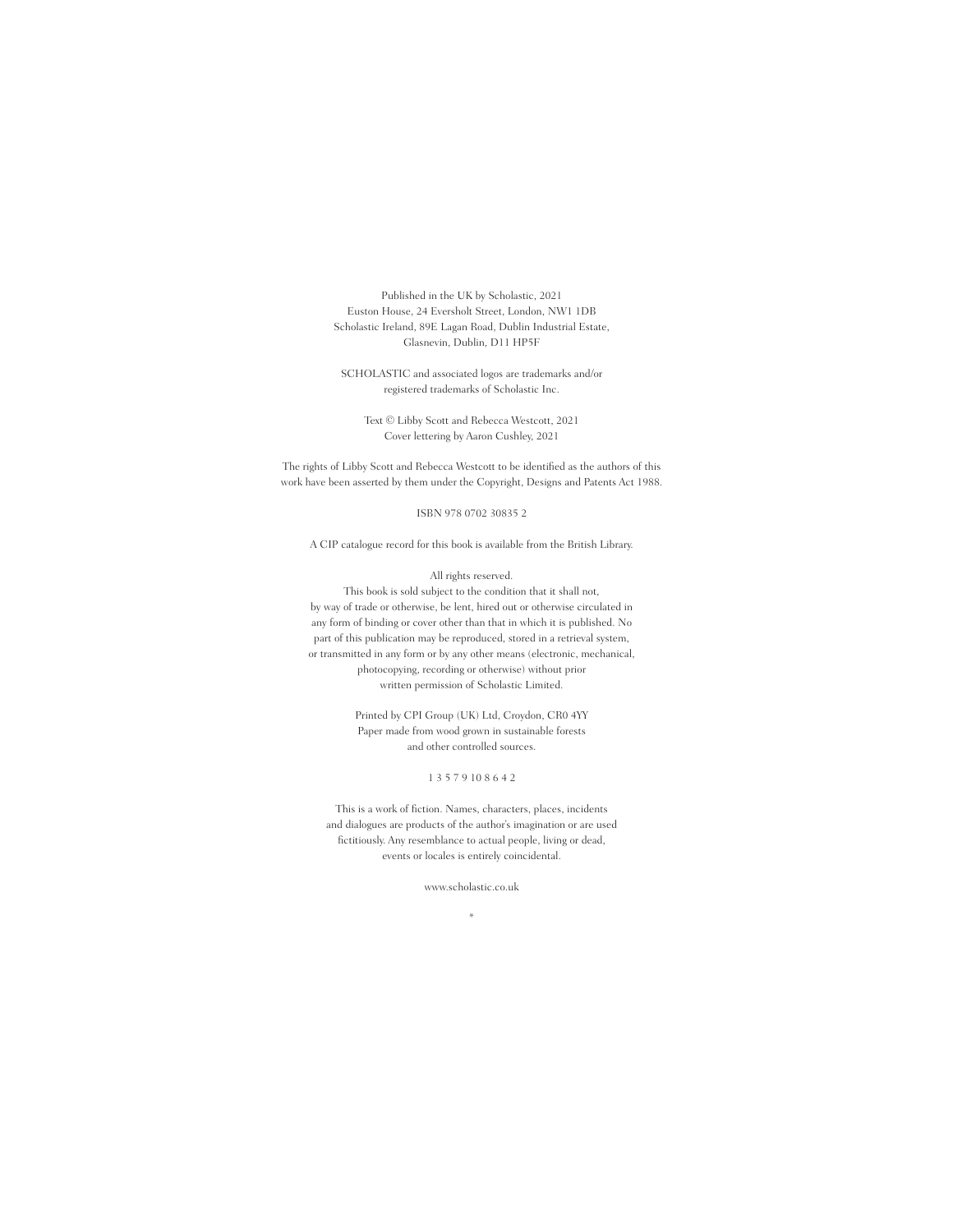Published in the UK by Scholastic, 2021
Euston House, 24 Eversholt Street, London, NW1 1DB
Scholastic Ireland, 89E Lagan Road, Dublin Industrial Estate,
Glasnevin, Dublin, D11 HP5F

SCHOLASTIC and associated logos are trademarks and/or
registered trademarks of Scholastic Inc.

Text © Libby Scott and Rebecca Westcott, 2021
Cover lettering by Aaron Cushley, 2021

The rights of Libby Scott and Rebecca Westcott to be identified as the authors of this
work have been asserted by them under the Copyright, Designs and Patents Act 1988.

ISBN 978 0702 30835 2

A CIP catalogue record for this book is available from the British Library.

All rights reserved.
This book is sold subject to the condition that it shall not,
by way of trade or otherwise, be lent, hired out or otherwise circulated in
any form of binding or cover other than that in which it is published. No
part of this publication may be reproduced, stored in a retrieval system,
or transmitted in any form or by any other means (electronic, mechanical,
photocopying, recording or otherwise) without prior
written permission of Scholastic Limited.

Printed by CPI Group (UK) Ltd, Croydon, CR0 4YY
Paper made from wood grown in sustainable forests
and other controlled sources.

1 3 5 7 9 10 8 6 4 2

This is a work of fiction. Names, characters, places, incidents
and dialogues are products of the author's imagination or are used
fictitiously. Any resemblance to actual people, living or dead,
events or locales is entirely coincidental.

www.scholastic.co.uk

*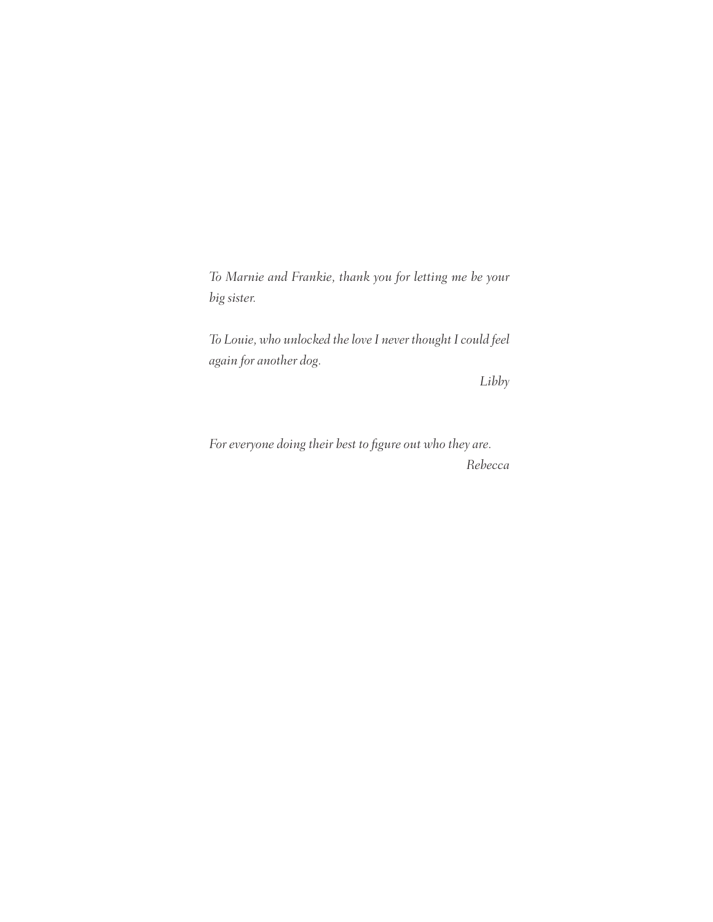*To Marnie and Frankie, thank you for letting me be your big sister.*

*To Louie, who unlocked the love I never thought I could feel again for another dog.*

*Libby*

*For everyone doing their best to figure out who they are.*

*Rebecca*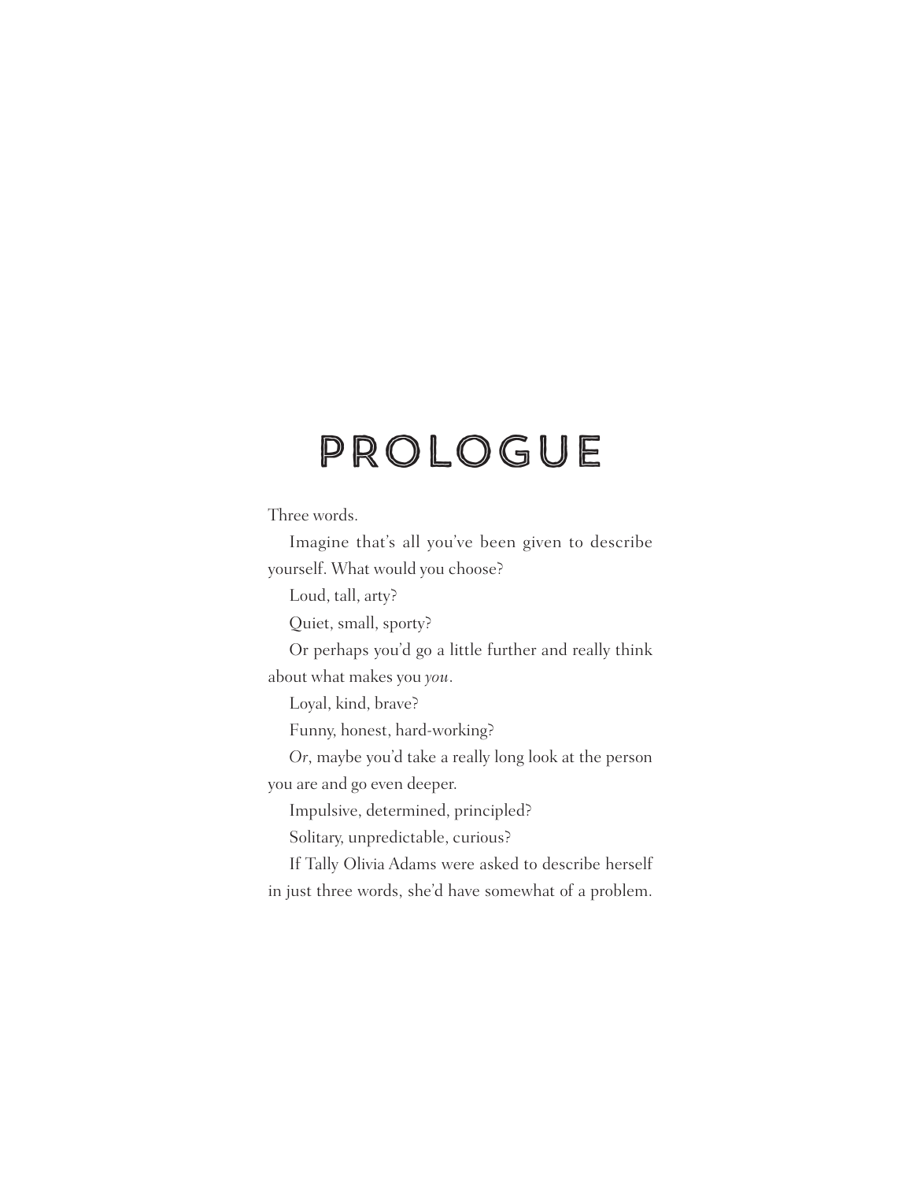# PROLOGUE

Three words.

Imagine that's all you've been given to describe yourself. What would you choose?

Loud, tall, arty?

Quiet, small, sporty?

Or perhaps you'd go a little further and really think about what makes you *you*.

Loyal, kind, brave?

Funny, honest, hard-working?

*Or*, maybe you'd take a really long look at the person you are and go even deeper.

Impulsive, determined, principled?

Solitary, unpredictable, curious?

If Tally Olivia Adams were asked to describe herself in just three words, she'd have somewhat of a problem.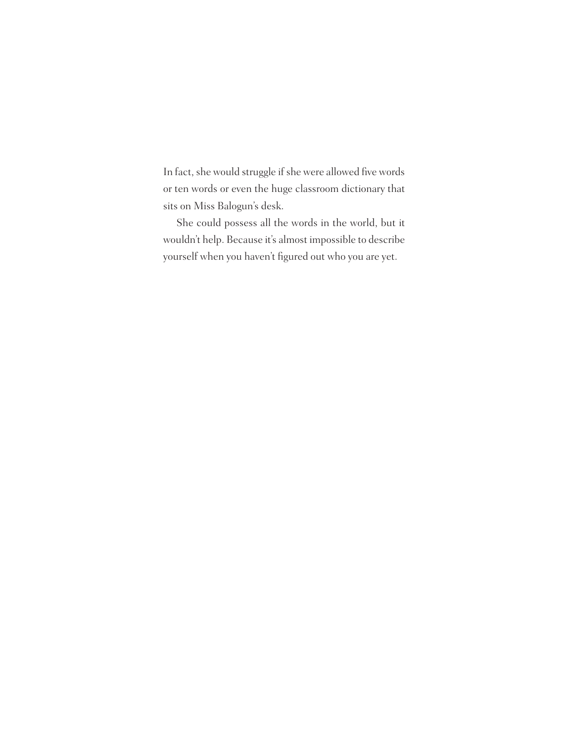In fact, she would struggle if she were allowed five words or ten words or even the huge classroom dictionary that sits on Miss Balogun's desk.

She could possess all the words in the world, but it wouldn't help. Because it's almost impossible to describe yourself when you haven't figured out who you are yet.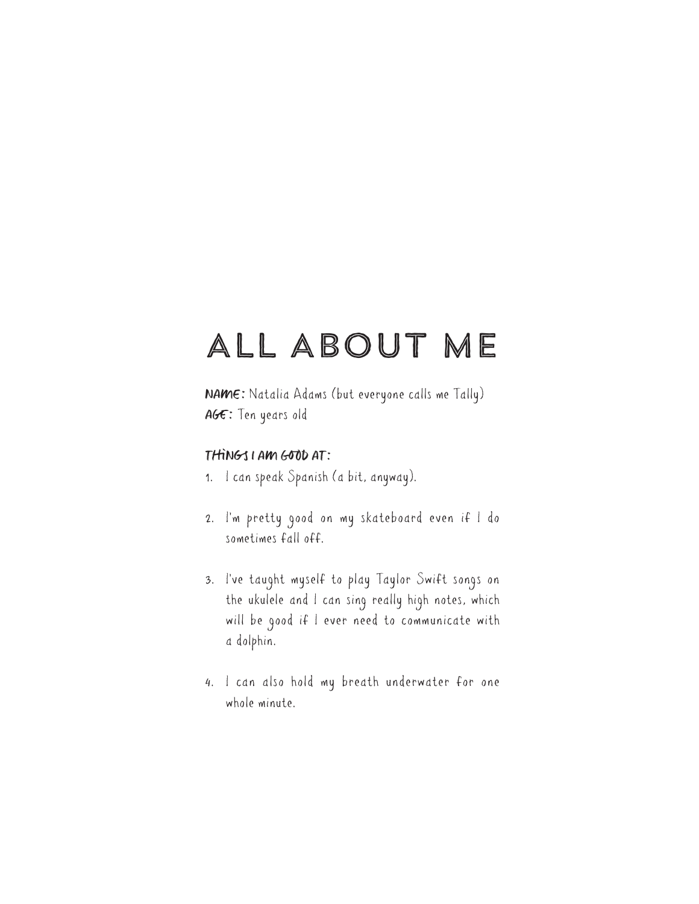# ALL ABOUT ME

**NAME:** Natalia Adams (but everyone calls me Tally)
**AGE:** Ten years old

**THINGS I AM GOOD AT:**

1. I can speak Spanish (a bit, anyway).
2. I'm pretty good on my skateboard even if I do sometimes fall off.
3. I've taught myself to play Taylor Swift songs on the ukulele and I can sing really high notes, which will be good if I ever need to communicate with a dolphin.
4. I can also hold my breath underwater for one whole minute.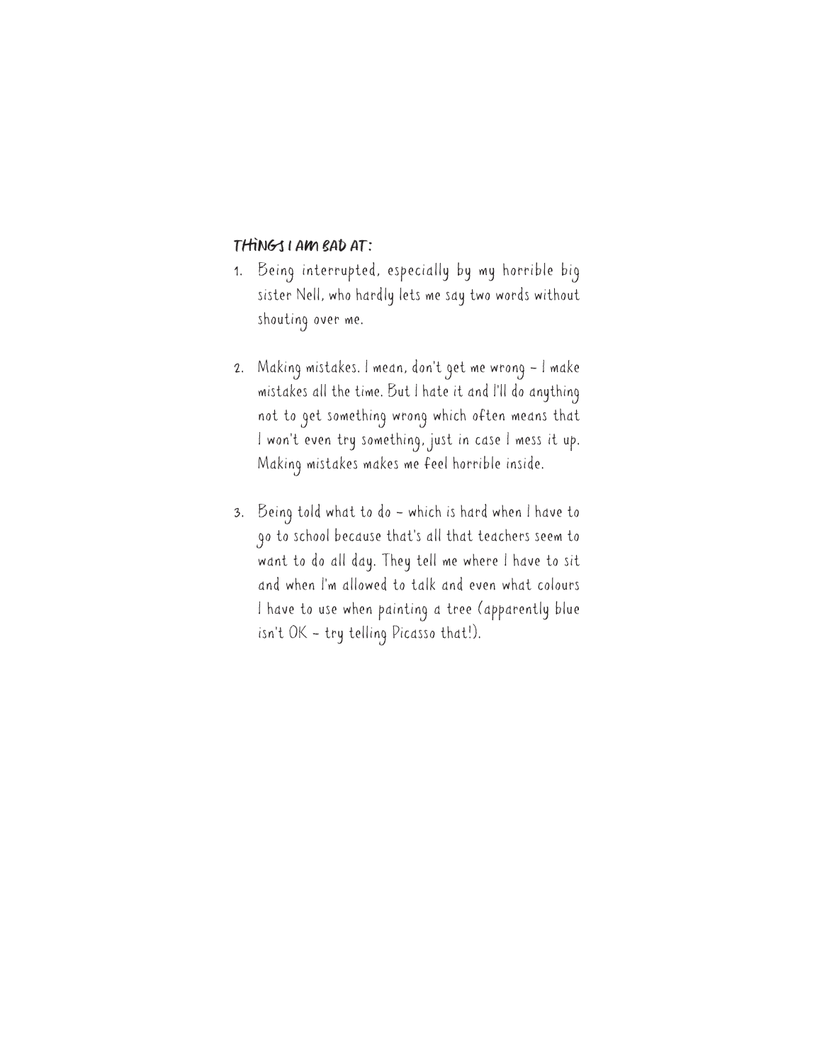**THINGS I AM BAD AT:**

1. Being interrupted, especially by my horrible big sister Nell, who hardly lets me say two words without shouting over me.

2. Making mistakes. I mean, don't get me wrong – I make mistakes all the time. But I hate it and I'll do anything not to get something wrong which often means that I won't even try something, just in case I mess it up. Making mistakes makes me feel horrible inside.

3. Being told what to do – which is hard when I have to go to school because that's all that teachers seem to want to do all day. They tell me where I have to sit and when I'm allowed to talk and even what colours I have to use when painting a tree (apparently blue isn't OK – try telling Picasso that!).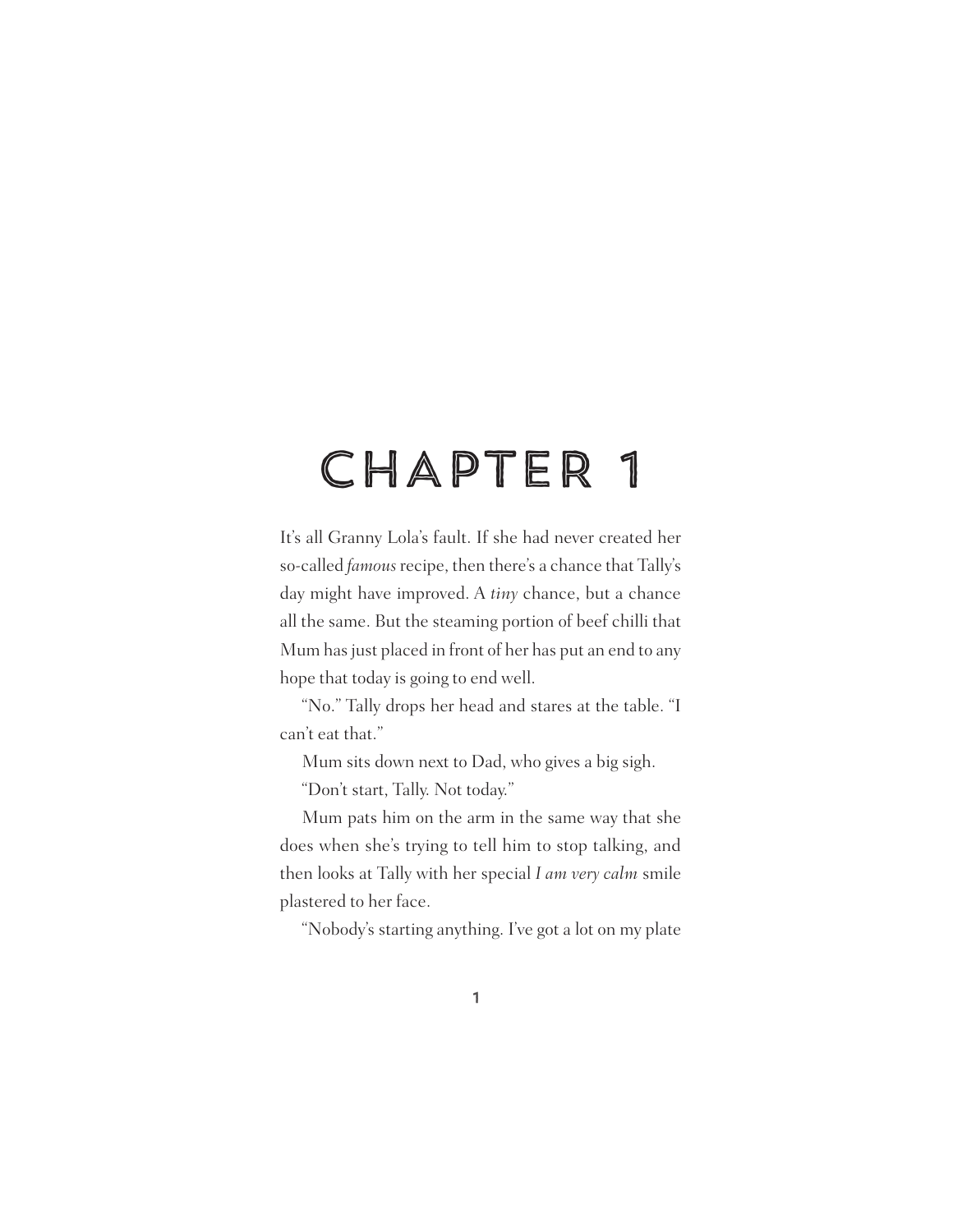# CHAPTER 1

It's all Granny Lola's fault. If she had never created her so-called *famous* recipe, then there's a chance that Tally's day might have improved. A *tiny* chance, but a chance all the same. But the steaming portion of beef chilli that Mum has just placed in front of her has put an end to any hope that today is going to end well.

"No." Tally drops her head and stares at the table. "I can't eat that."

Mum sits down next to Dad, who gives a big sigh.

"Don't start, Tally. Not today."

Mum pats him on the arm in the same way that she does when she's trying to tell him to stop talking, and then looks at Tally with her special *I am very calm* smile plastered to her face.

"Nobody's starting anything. I've got a lot on my plate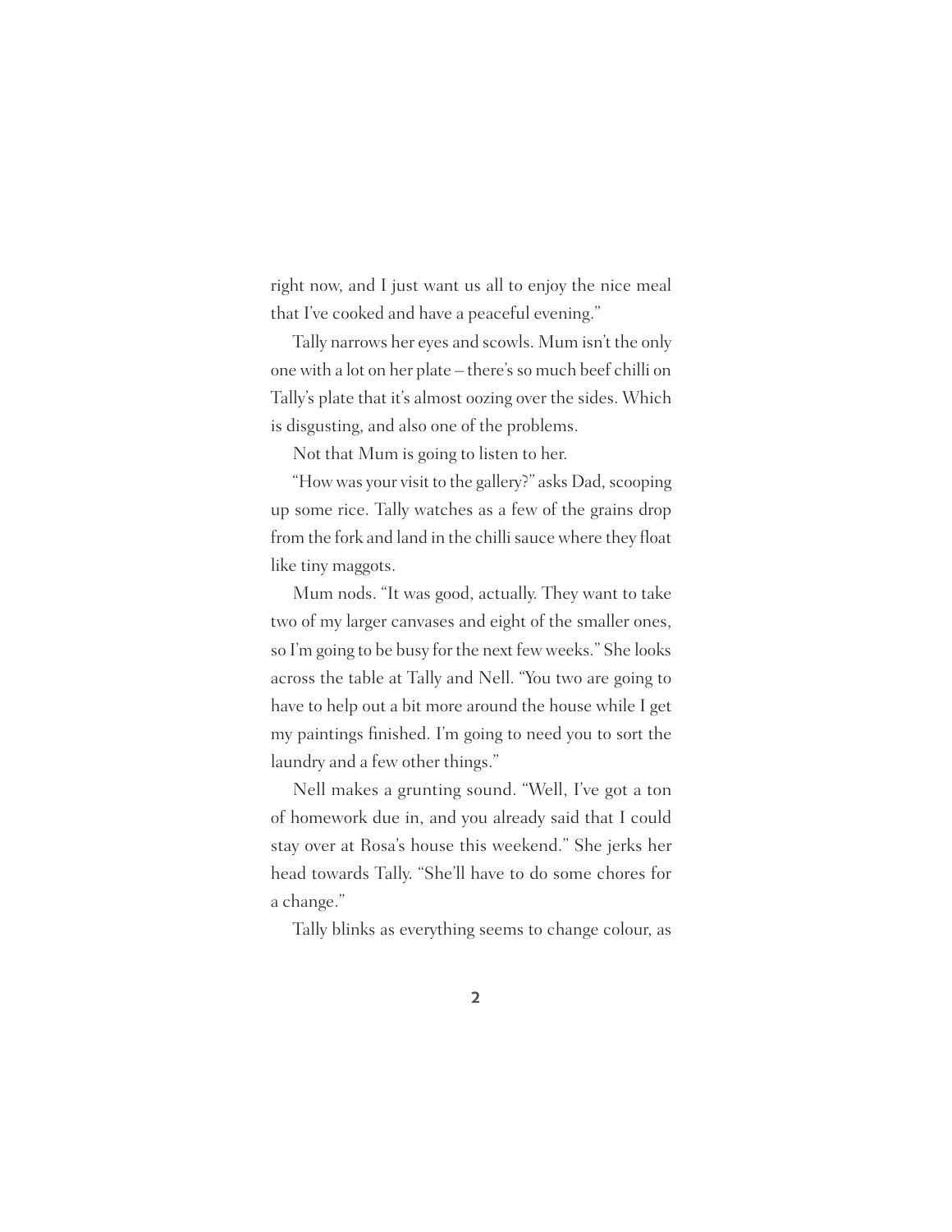right now, and I just want us all to enjoy the nice meal that I've cooked and have a peaceful evening."

Tally narrows her eyes and scowls. Mum isn't the only one with a lot on her plate – there's so much beef chilli on Tally's plate that it's almost oozing over the sides. Which is disgusting, and also one of the problems.

Not that Mum is going to listen to her.

"How was your visit to the gallery?" asks Dad, scooping up some rice. Tally watches as a few of the grains drop from the fork and land in the chilli sauce where they float like tiny maggots.

Mum nods. "It was good, actually. They want to take two of my larger canvases and eight of the smaller ones, so I'm going to be busy for the next few weeks." She looks across the table at Tally and Nell. "You two are going to have to help out a bit more around the house while I get my paintings finished. I'm going to need you to sort the laundry and a few other things."

Nell makes a grunting sound. "Well, I've got a ton of homework due in, and you already said that I could stay over at Rosa's house this weekend." She jerks her head towards Tally. "She'll have to do some chores for a change."

Tally blinks as everything seems to change colour, as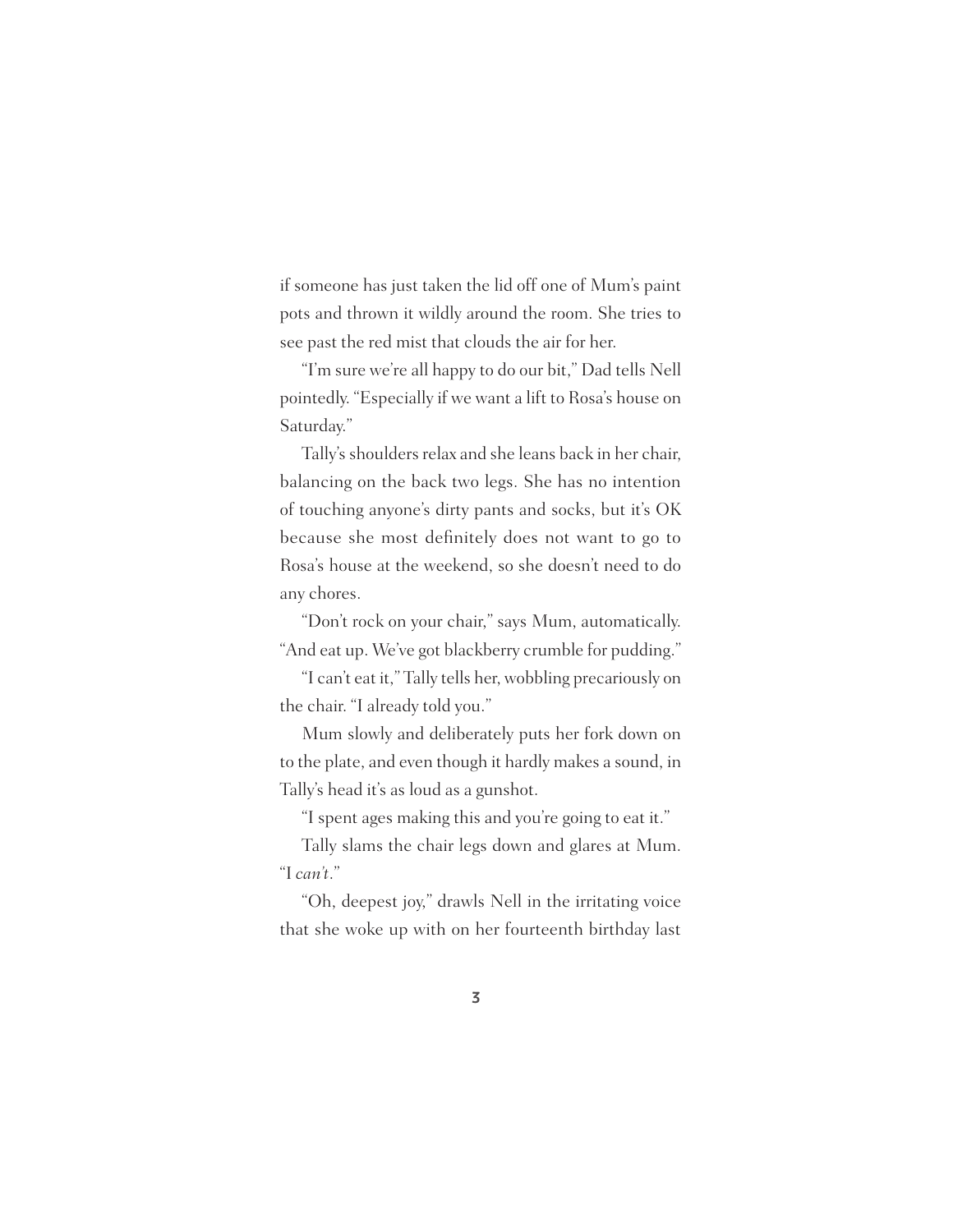if someone has just taken the lid off one of Mum's paint pots and thrown it wildly around the room. She tries to see past the red mist that clouds the air for her.

"I'm sure we're all happy to do our bit," Dad tells Nell pointedly. "Especially if we want a lift to Rosa's house on Saturday."

Tally's shoulders relax and she leans back in her chair, balancing on the back two legs. She has no intention of touching anyone's dirty pants and socks, but it's OK because she most definitely does not want to go to Rosa's house at the weekend, so she doesn't need to do any chores.

"Don't rock on your chair," says Mum, automatically. "And eat up. We've got blackberry crumble for pudding."

"I can't eat it," Tally tells her, wobbling precariously on the chair. "I already told you."

Mum slowly and deliberately puts her fork down on to the plate, and even though it hardly makes a sound, in Tally's head it's as loud as a gunshot.

"I spent ages making this and you're going to eat it."

Tally slams the chair legs down and glares at Mum. "I *can't*."

"Oh, deepest joy," drawls Nell in the irritating voice that she woke up with on her fourteenth birthday last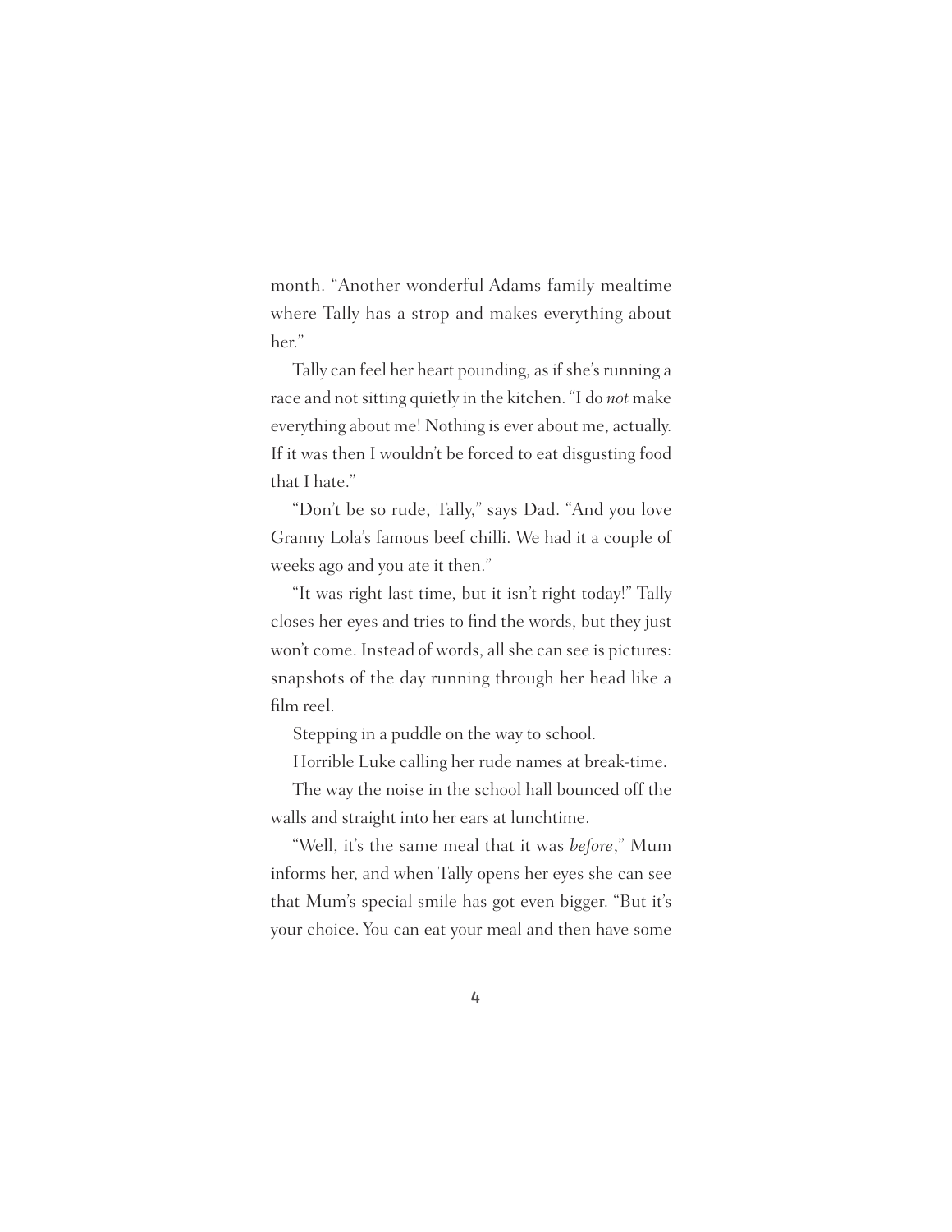month. "Another wonderful Adams family mealtime where Tally has a strop and makes everything about her."

Tally can feel her heart pounding, as if she's running a race and not sitting quietly in the kitchen. "I do *not* make everything about me! Nothing is ever about me, actually. If it was then I wouldn't be forced to eat disgusting food that I hate."

"Don't be so rude, Tally," says Dad. "And you love Granny Lola's famous beef chilli. We had it a couple of weeks ago and you ate it then."

"It was right last time, but it isn't right today!" Tally closes her eyes and tries to find the words, but they just won't come. Instead of words, all she can see is pictures: snapshots of the day running through her head like a film reel.

Stepping in a puddle on the way to school.

Horrible Luke calling her rude names at break-time.

The way the noise in the school hall bounced off the walls and straight into her ears at lunchtime.

"Well, it's the same meal that it was *before*," Mum informs her, and when Tally opens her eyes she can see that Mum's special smile has got even bigger. "But it's your choice. You can eat your meal and then have some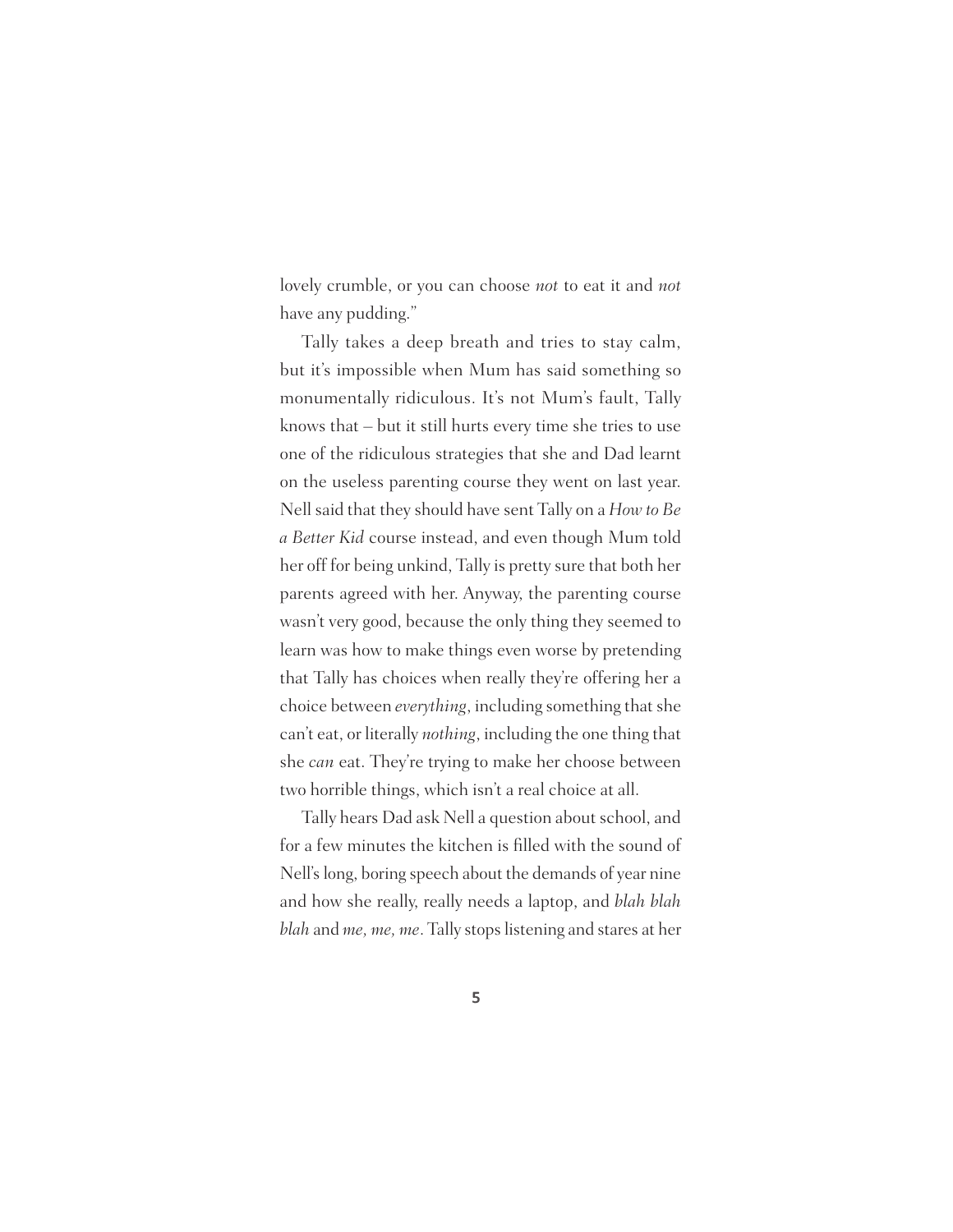lovely crumble, or you can choose *not* to eat it and *not* have any pudding."

Tally takes a deep breath and tries to stay calm, but it's impossible when Mum has said something so monumentally ridiculous. It's not Mum's fault, Tally knows that – but it still hurts every time she tries to use one of the ridiculous strategies that she and Dad learnt on the useless parenting course they went on last year. Nell said that they should have sent Tally on a *How to Be a Better Kid* course instead, and even though Mum told her off for being unkind, Tally is pretty sure that both her parents agreed with her. Anyway, the parenting course wasn't very good, because the only thing they seemed to learn was how to make things even worse by pretending that Tally has choices when really they're offering her a choice between *everything*, including something that she can't eat, or literally *nothing*, including the one thing that she *can* eat. They're trying to make her choose between two horrible things, which isn't a real choice at all.

Tally hears Dad ask Nell a question about school, and for a few minutes the kitchen is filled with the sound of Nell's long, boring speech about the demands of year nine and how she really, really needs a laptop, and *blah blah blah* and *me, me, me*. Tally stops listening and stares at her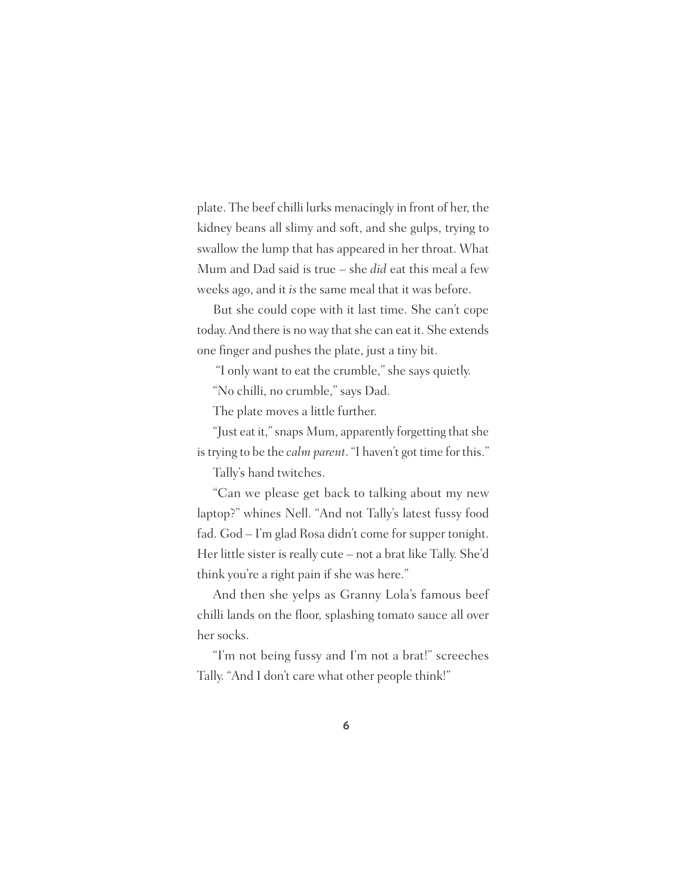plate. The beef chilli lurks menacingly in front of her, the kidney beans all slimy and soft, and she gulps, trying to swallow the lump that has appeared in her throat. What Mum and Dad said is true – she *did* eat this meal a few weeks ago, and it *is* the same meal that it was before.

But she could cope with it last time. She can't cope today. And there is no way that she can eat it. She extends one finger and pushes the plate, just a tiny bit.

"I only want to eat the crumble," she says quietly.

"No chilli, no crumble," says Dad.

The plate moves a little further.

"Just eat it," snaps Mum, apparently forgetting that she is trying to be the *calm parent*. "I haven't got time for this."

Tally's hand twitches.

"Can we please get back to talking about my new laptop?" whines Nell. "And not Tally's latest fussy food fad. God – I'm glad Rosa didn't come for supper tonight. Her little sister is really cute – not a brat like Tally. She'd think you're a right pain if she was here."

And then she yelps as Granny Lola's famous beef chilli lands on the floor, splashing tomato sauce all over her socks.

"I'm not being fussy and I'm not a brat!" screeches Tally. "And I don't care what other people think!"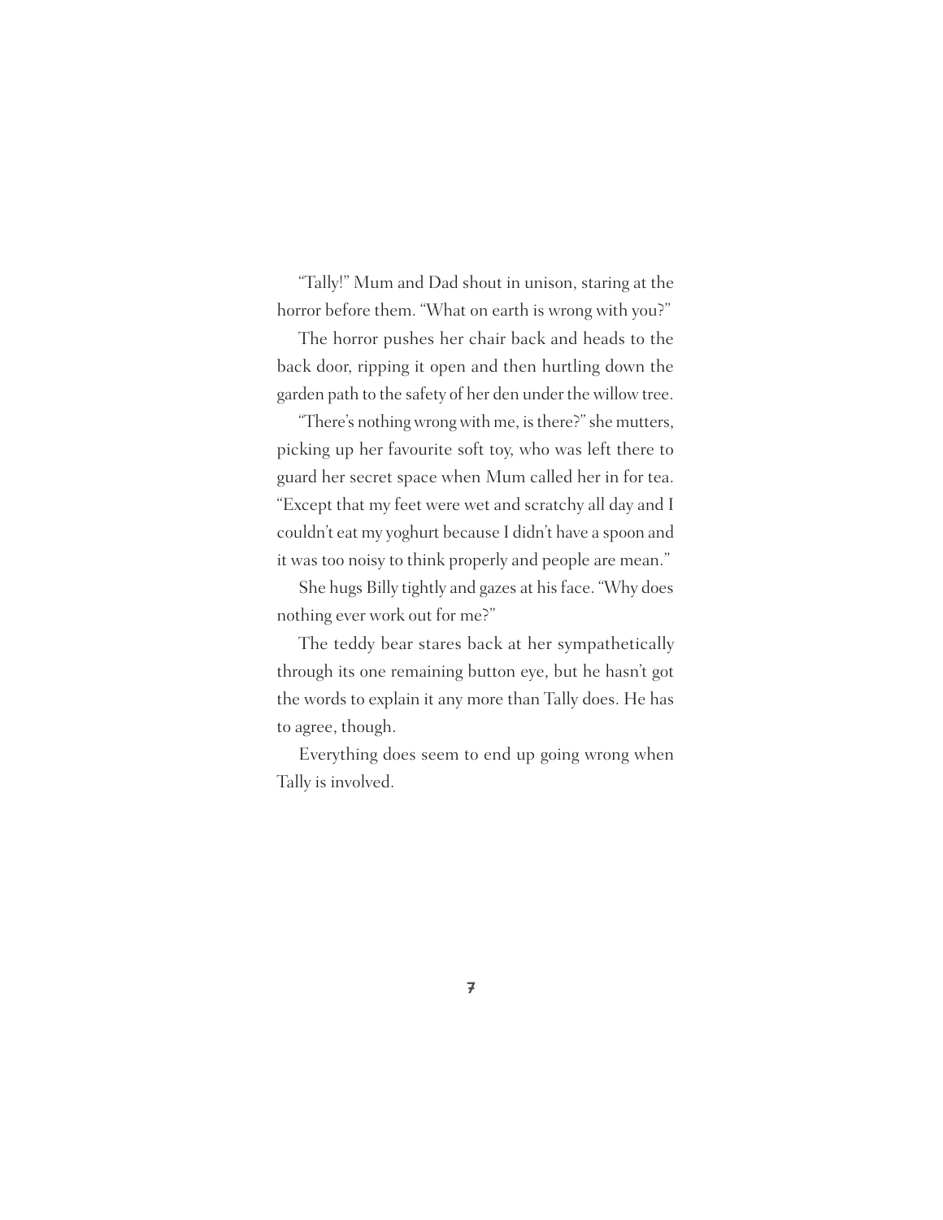"Tally!" Mum and Dad shout in unison, staring at the horror before them. "What on earth is wrong with you?"

The horror pushes her chair back and heads to the back door, ripping it open and then hurtling down the garden path to the safety of her den under the willow tree.

"There's nothing wrong with me, is there?" she mutters, picking up her favourite soft toy, who was left there to guard her secret space when Mum called her in for tea. "Except that my feet were wet and scratchy all day and I couldn't eat my yoghurt because I didn't have a spoon and it was too noisy to think properly and people are mean."

She hugs Billy tightly and gazes at his face. "Why does nothing ever work out for me?"

The teddy bear stares back at her sympathetically through its one remaining button eye, but he hasn't got the words to explain it any more than Tally does. He has to agree, though.

Everything does seem to end up going wrong when Tally is involved.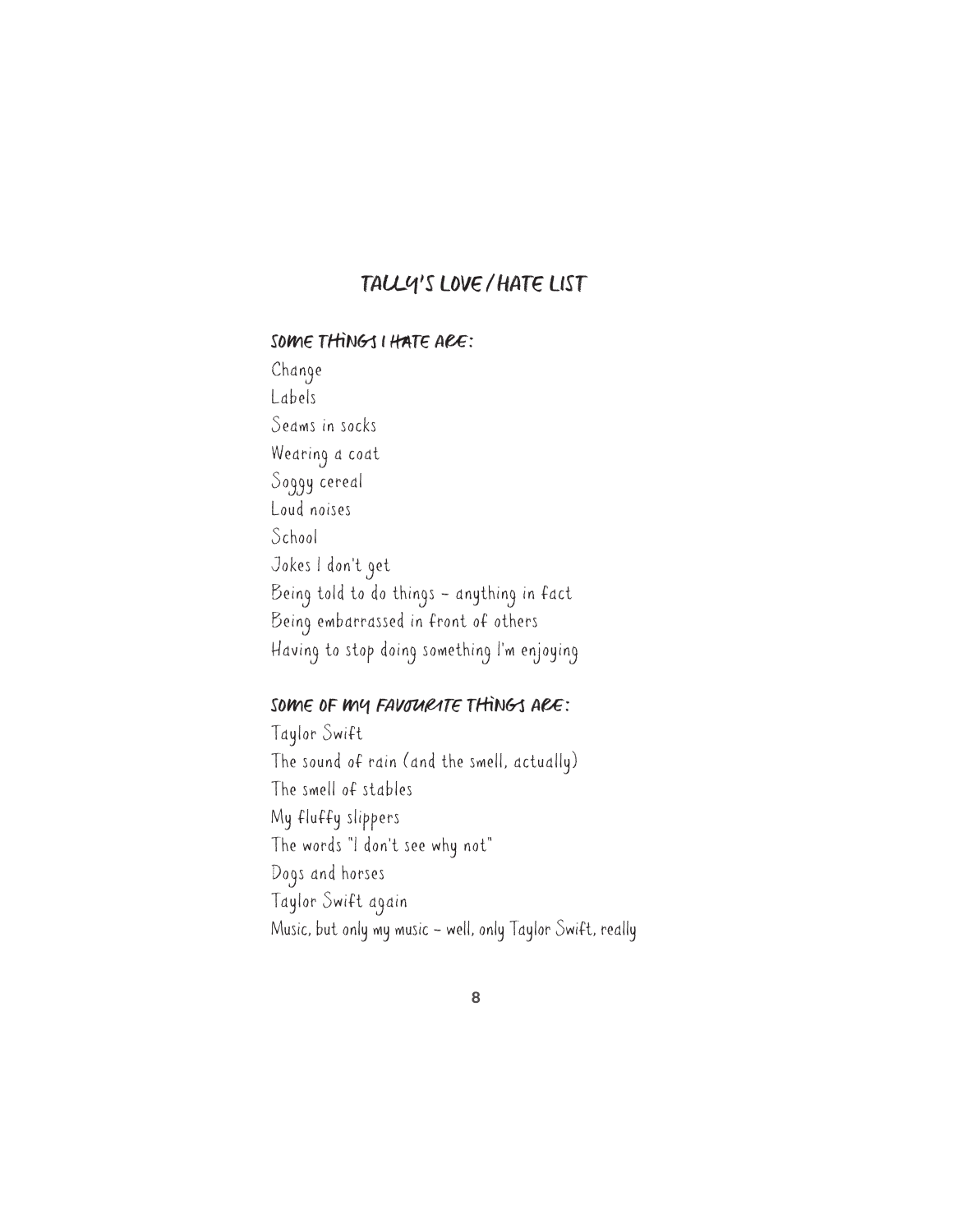## TALLY'S LOVE / HATE LIST

### SOME THINGS I HATE ARE:

Change
Labels
Seams in socks
Wearing a coat
Soggy cereal
Loud noises
School
Jokes I don't get
Being told to do things – anything in fact
Being embarrassed in front of others
Having to stop doing something I'm enjoying

### SOME OF MY FAVOURITE THINGS ARE:

Taylor Swift
The sound of rain (and the smell, actually)
The smell of stables
My fluffy slippers
The words "I don't see why not"
Dogs and horses
Taylor Swift again
Music, but only my music – well, only Taylor Swift, really